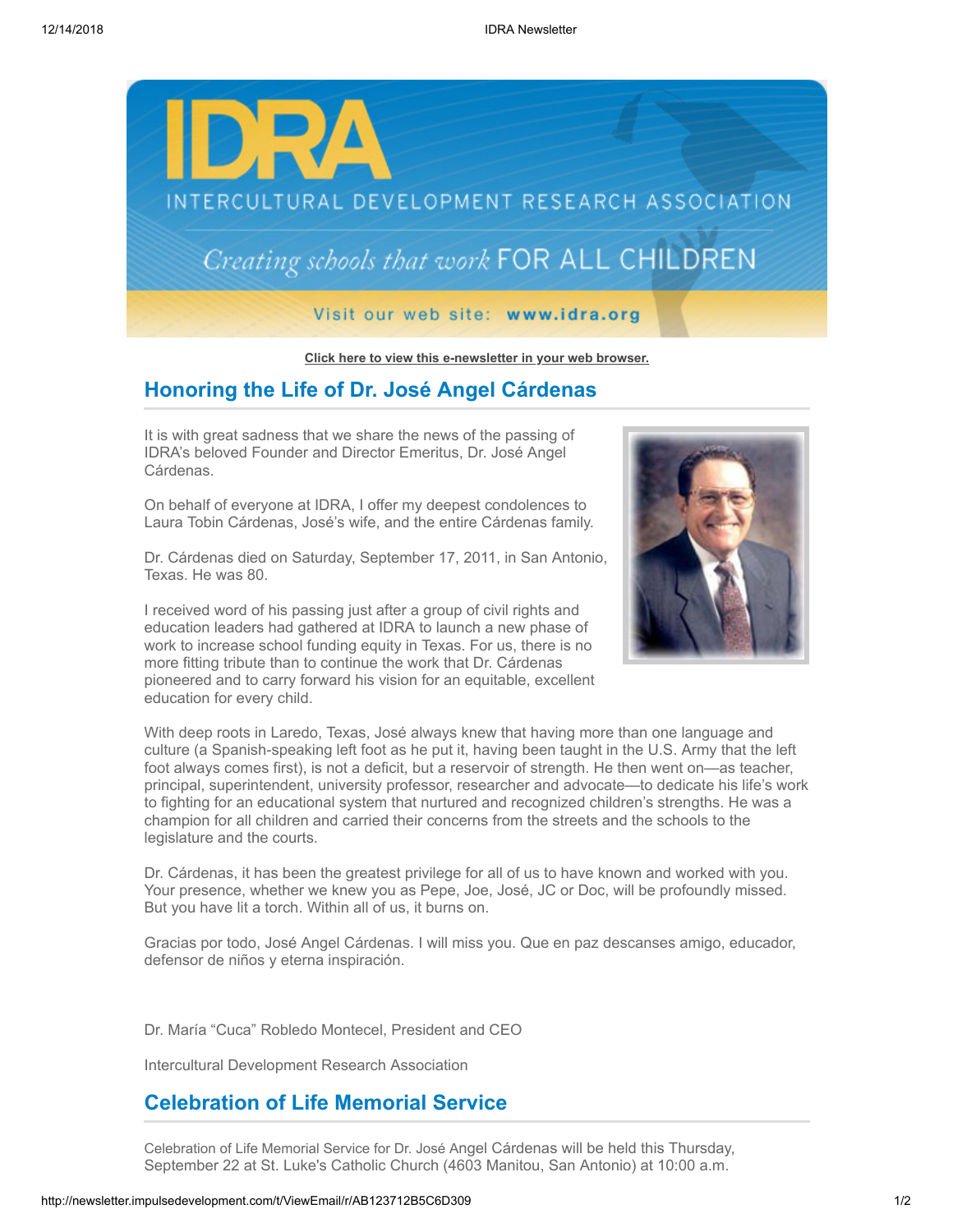IDRA

INTERCULTURAL DEVELOPMENT RESEARCH ASSOCIATION

*Creating schools that work* FOR ALL CHILDREN

Visit our web site: **www.idra.org**

**Click here to view this e-newsletter in your web browser.**

## Honoring the Life of Dr. José Angel Cárdenas

It is with great sadness that we share the news of the passing of IDRA's beloved Founder and Director Emeritus, Dr. José Angel Cárdenas.

On behalf of everyone at IDRA, I offer my deepest condolences to Laura Tobin Cárdenas, José's wife, and the entire Cárdenas family.

Dr. Cárdenas died on Saturday, September 17, 2011, in San Antonio, Texas. He was 80.

I received word of his passing just after a group of civil rights and education leaders had gathered at IDRA to launch a new phase of work to increase school funding equity in Texas. For us, there is no more fitting tribute than to continue the work that Dr. Cárdenas pioneered and to carry forward his vision for an equitable, excellent education for every child.

With deep roots in Laredo, Texas, José always knew that having more than one language and culture (a Spanish-speaking left foot as he put it, having been taught in the U.S. Army that the left foot always comes first), is not a deficit, but a reservoir of strength. He then went on—as teacher, principal, superintendent, university professor, researcher and advocate—to dedicate his life's work to fighting for an educational system that nurtured and recognized children's strengths. He was a champion for all children and carried their concerns from the streets and the schools to the legislature and the courts.

Dr. Cárdenas, it has been the greatest privilege for all of us to have known and worked with you. Your presence, whether we knew you as Pepe, Joe, José, JC or Doc, will be profoundly missed. But you have lit a torch. Within all of us, it burns on.

Gracias por todo, José Angel Cárdenas. I will miss you. Que en paz descanses amigo, educador, defensor de niños y eterna inspiración.

Dr. María "Cuca" Robledo Montecel, President and CEO

Intercultural Development Research Association

## Celebration of Life Memorial Service

Celebration of Life Memorial Service for Dr. José Angel Cárdenas will be held this Thursday, September 22 at St. Luke's Catholic Church (4603 Manitou, San Antonio) at 10:00 a.m.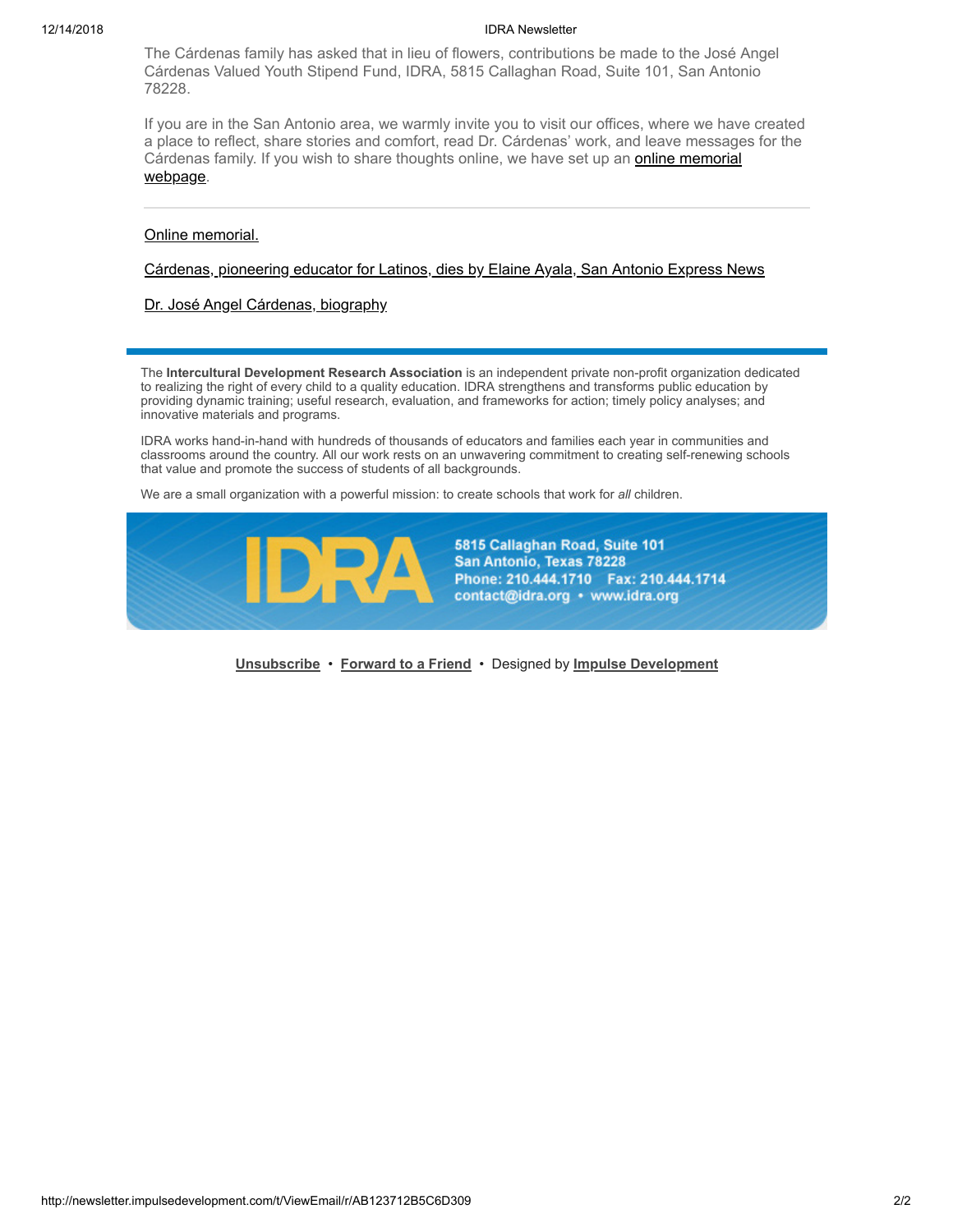The Cárdenas family has asked that in lieu of flowers, contributions be made to the José Angel Cárdenas Valued Youth Stipend Fund, IDRA, 5815 Callaghan Road, Suite 101, San Antonio 78228.

If you are in the San Antonio area, we warmly invite you to visit our offices, where we have created a place to reflect, share stories and comfort, read Dr. Cárdenas' work, and leave messages for the Cárdenas family. If you wish to share thoughts online, we have set up an online memorial webpage.

---

Online memorial.

Cárdenas, pioneering educator for Latinos, dies by Elaine Ayala, San Antonio Express News

Dr. José Angel Cárdenas, biography

---

The **Intercultural Development Research Association** is an independent private non-profit organization dedicated to realizing the right of every child to a quality education. IDRA strengthens and transforms public education by providing dynamic training; useful research, evaluation, and frameworks for action; timely policy analyses; and innovative materials and programs.

IDRA works hand-in-hand with hundreds of thousands of educators and families each year in communities and classrooms around the country. All our work rests on an unwavering commitment to creating self-renewing schools that value and promote the success of students of all backgrounds.

We are a small organization with a powerful mission: to create schools that work for *all* children.

IDRA

5815 Callaghan Road, Suite 101
San Antonio, Texas 78228
Phone: 210.444.1710 Fax: 210.444.1714
contact@idra.org • www.idra.org

**Unsubscribe** • **Forward to a Friend** • Designed by **Impulse Development**